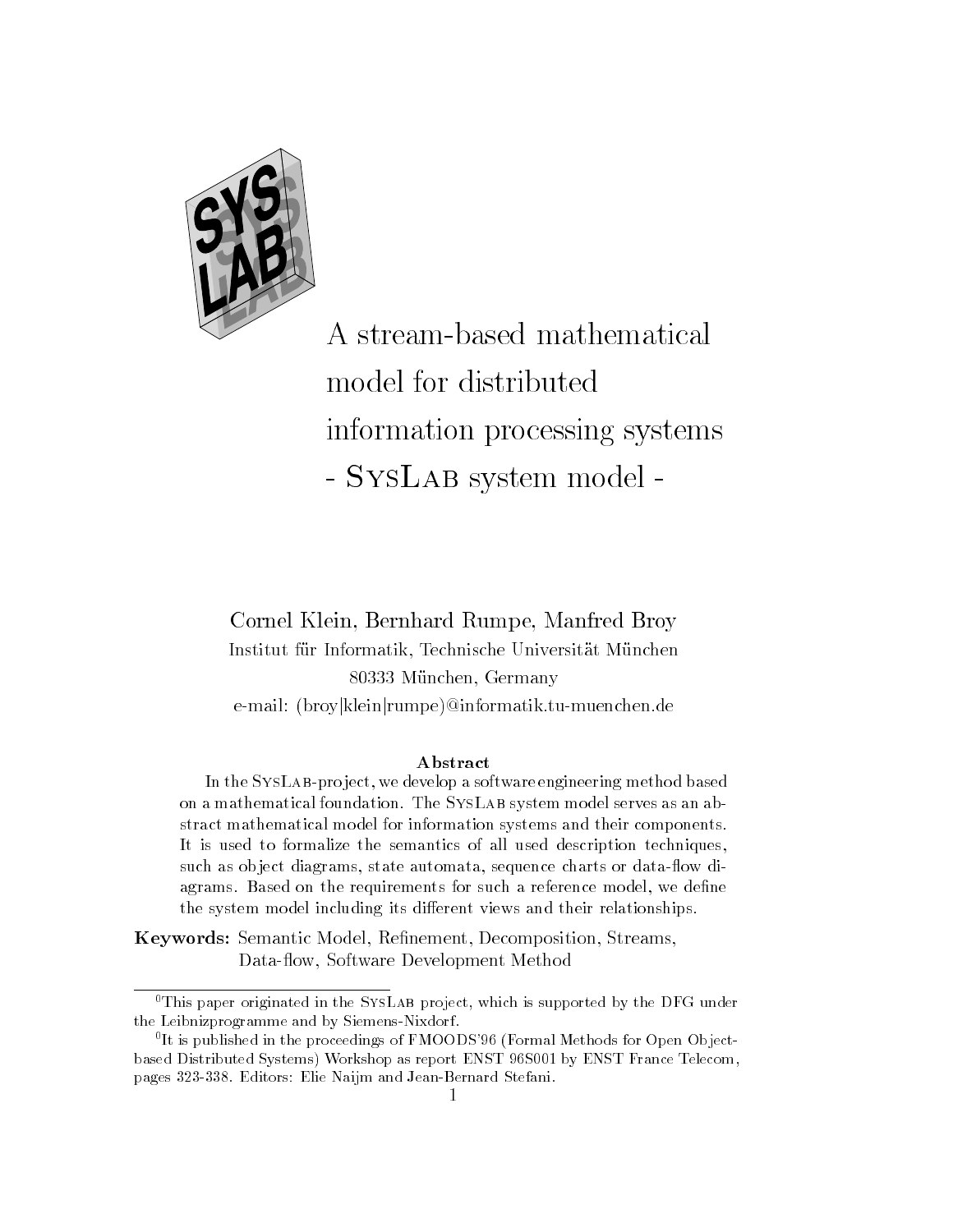# A stream-based mathematical model for distributed information processing systems - SysLab system model -

Cornel Klein, Bernhard Rumpe, Manfred Broy

Institut für Informatik, Technische Universität München

80333 München, Germany

e-mail: (broy|klein|rumpe)@informatik.tu-muenchen.de

### Abstract

In the SysLab-project, we develop a software engineering method based on a mathematical foundation. The SysLab system model serves as an abstract mathematical model for information systems and their components. It is used to formalize the semantics of all used description techniques, such as object diagrams, state automata, sequence charts or data-flow diagrams. Based on the requirements for such a reference model, we define the system model including its different views and their relationships.

**Keywords:** Semantic Model, Refinement, Decomposition, Streams, Data-flow, Software Development Method

---

[0] This paper originated in the SysLab project, which is supported by the DFG under the Leibnizprogramme and by Siemens-Nixdorf.

[0] It is published in the proceedings of FMOODS'96 (Formal Methods for Open Object-based Distributed Systems) Workshop as report ENST 96S001 by ENST France Telecom, pages 323-338. Editors: Elie Naijm and Jean-Bernard Stefani.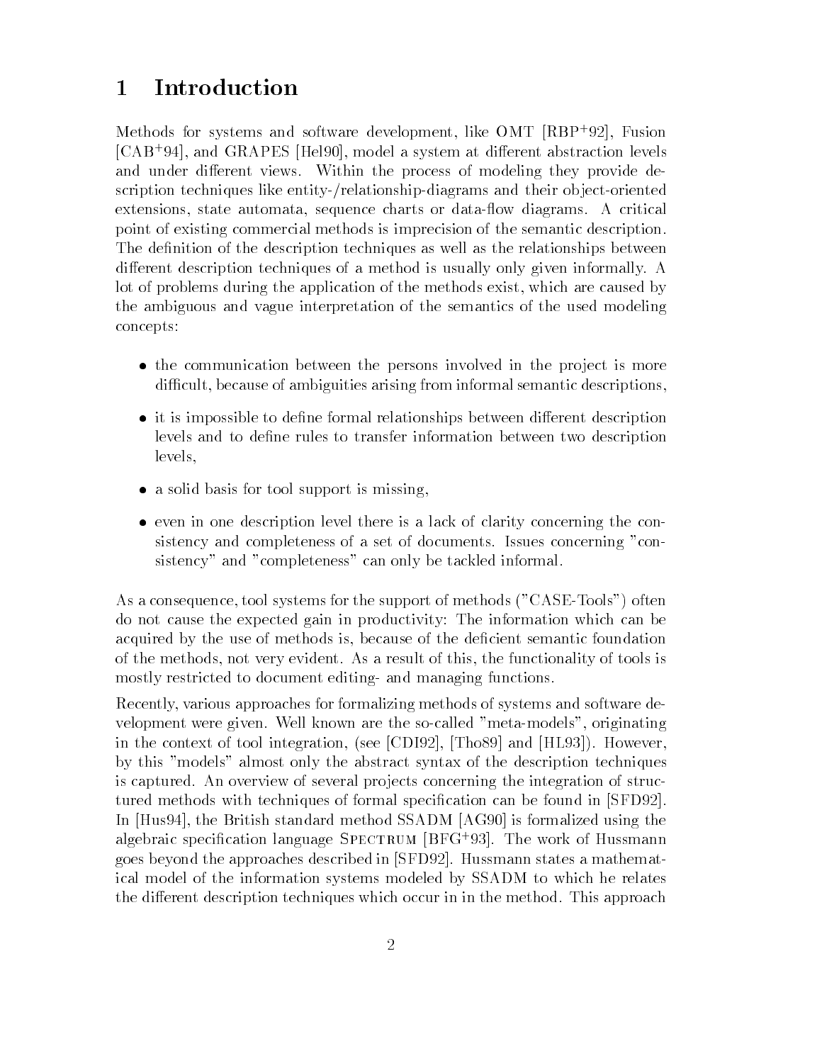# 1 Introduction

Methods for systems and software development, like OMT [RBP+92], Fusion [CAB+94], and GRAPES [Hel90], model a system at different abstraction levels and under different views. Within the process of modeling they provide description techniques like entity-/relationship-diagrams and their object-oriented extensions, state automata, sequence charts or data-flow diagrams. A critical point of existing commercial methods is imprecision of the semantic description. The definition of the description techniques as well as the relationships between different description techniques of a method is usually only given informally. A lot of problems during the application of the methods exist, which are caused by the ambiguous and vague interpretation of the semantics of the used modeling concepts:

- the communication between the persons involved in the project is more difficult, because of ambiguities arising from informal semantic descriptions,
- it is impossible to define formal relationships between different description levels and to define rules to transfer information between two description levels,
- a solid basis for tool support is missing,
- even in one description level there is a lack of clarity concerning the consistency and completeness of a set of documents. Issues concerning "consistency" and "completeness" can only be tackled informal.

As a consequence, tool systems for the support of methods ("CASE-Tools") often do not cause the expected gain in productivity: The information which can be acquired by the use of methods is, because of the deficient semantic foundation of the methods, not very evident. As a result of this, the functionality of tools is mostly restricted to document editing- and managing functions.

Recently, various approaches for formalizing methods of systems and software development were given. Well known are the so-called "meta-models", originating in the context of tool integration, (see [CDI92], [Tho89] and [HL93]). However, by this "models" almost only the abstract syntax of the description techniques is captured. An overview of several projects concerning the integration of structured methods with techniques of formal specification can be found in [SFD92]. In [Hus94], the British standard method SSADM [AG90] is formalized using the algebraic specification language Spectrum [BFG+93]. The work of Hussmann goes beyond the approaches described in [SFD92]. Hussmann states a mathematical model of the information systems modeled by SSADM to which he relates the different description techniques which occur in in the method. This approach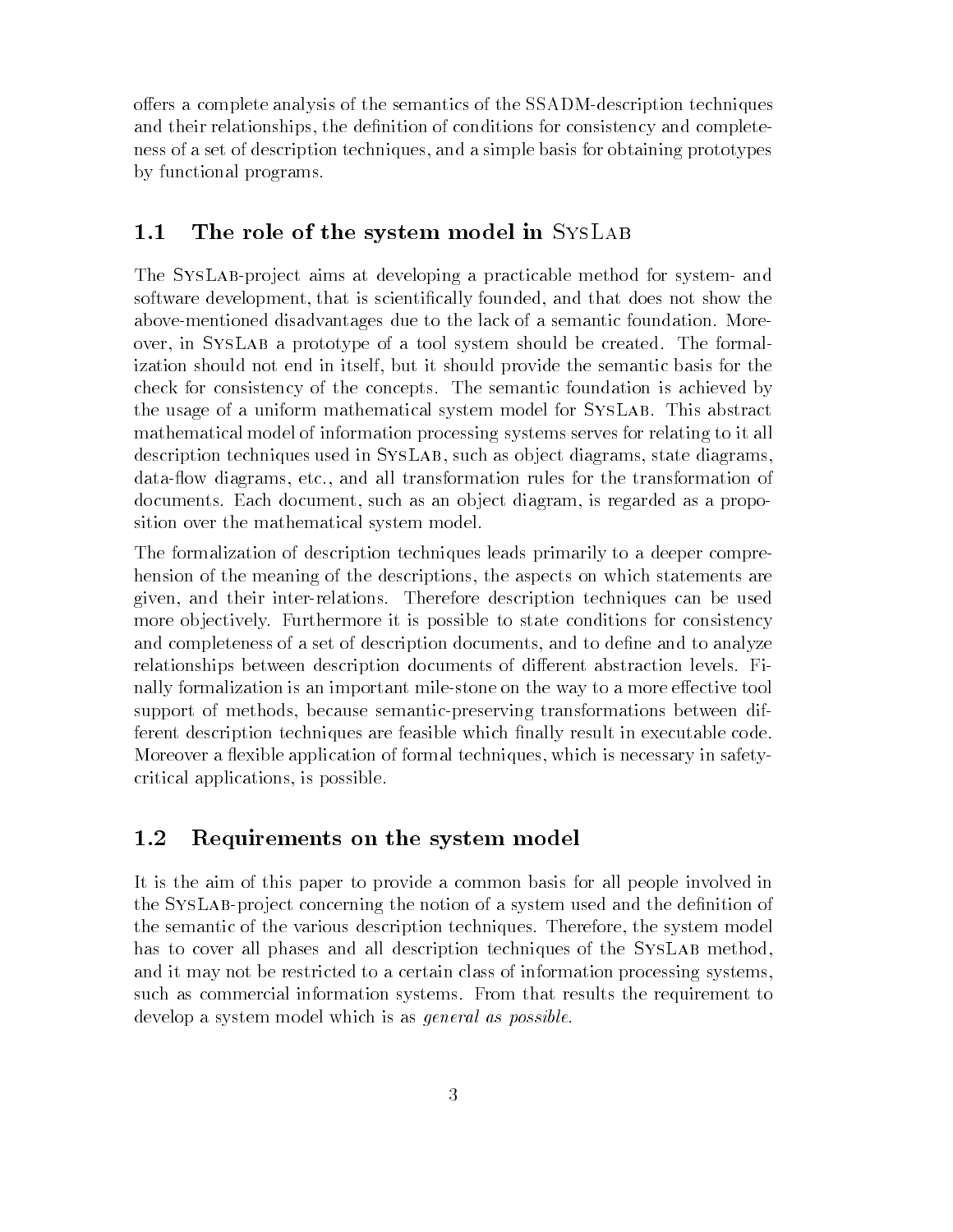offers a complete analysis of the semantics of the SSADM-description techniques and their relationships, the definition of conditions for consistency and completeness of a set of description techniques, and a simple basis for obtaining prototypes by functional programs.

## 1.1 The role of the system model in SysLab

The SysLab-project aims at developing a practicable method for system- and software development, that is scientifically founded, and that does not show the above-mentioned disadvantages due to the lack of a semantic foundation. Moreover, in SysLab a prototype of a tool system should be created. The formalization should not end in itself, but it should provide the semantic basis for the check for consistency of the concepts. The semantic foundation is achieved by the usage of a uniform mathematical system model for SysLab. This abstract mathematical model of information processing systems serves for relating to it all description techniques used in SysLab, such as object diagrams, state diagrams, data-flow diagrams, etc., and all transformation rules for the transformation of documents. Each document, such as an object diagram, is regarded as a proposition over the mathematical system model.

The formalization of description techniques leads primarily to a deeper comprehension of the meaning of the descriptions, the aspects on which statements are given, and their inter-relations. Therefore description techniques can be used more objectively. Furthermore it is possible to state conditions for consistency and completeness of a set of description documents, and to define and to analyze relationships between description documents of different abstraction levels. Finally formalization is an important mile-stone on the way to a more effective tool support of methods, because semantic-preserving transformations between different description techniques are feasible which finally result in executable code. Moreover a flexible application of formal techniques, which is necessary in safety-critical applications, is possible.

## 1.2 Requirements on the system model

It is the aim of this paper to provide a common basis for all people involved in the SysLab-project concerning the notion of a system used and the definition of the semantic of the various description techniques. Therefore, the system model has to cover all phases and all description techniques of the SysLab method, and it may not be restricted to a certain class of information processing systems, such as commercial information systems. From that results the requirement to develop a system model which is as *general as possible*.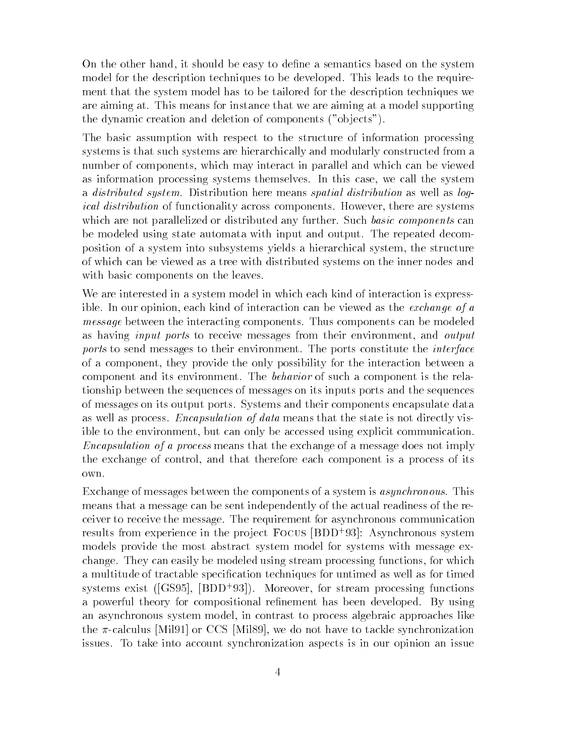On the other hand, it should be easy to define a semantics based on the system model for the description techniques to be developed. This leads to the requirement that the system model has to be tailored for the description techniques we are aiming at. This means for instance that we are aiming at a model supporting the dynamic creation and deletion of components ("objects").

The basic assumption with respect to the structure of information processing systems is that such systems are hierarchically and modularly constructed from a number of components, which may interact in parallel and which can be viewed as information processing systems themselves. In this case, we call the system a *distributed system*. Distribution here means *spatial distribution* as well as *logical distribution* of functionality across components. However, there are systems which are not parallelized or distributed any further. Such *basic components* can be modeled using state automata with input and output. The repeated decomposition of a system into subsystems yields a hierarchical system, the structure of which can be viewed as a tree with distributed systems on the inner nodes and with basic components on the leaves.

We are interested in a system model in which each kind of interaction is expressible. In our opinion, each kind of interaction can be viewed as the *exchange of a message* between the interacting components. Thus components can be modeled as having *input ports* to receive messages from their environment, and *output ports* to send messages to their environment. The ports constitute the *interface* of a component, they provide the only possibility for the interaction between a component and its environment. The *behavior* of such a component is the relationship between the sequences of messages on its inputs ports and the sequences of messages on its output ports. Systems and their components encapsulate data as well as process. *Encapsulation of data* means that the state is not directly visible to the environment, but can only be accessed using explicit communication. *Encapsulation of a process* means that the exchange of a message does not imply the exchange of control, and that therefore each component is a process of its own.

Exchange of messages between the components of a system is *asynchronous*. This means that a message can be sent independently of the actual readiness of the receiver to receive the message. The requirement for asynchronous communication results from experience in the project Focus [BDD+93]: Asynchronous system models provide the most abstract system model for systems with message exchange. They can easily be modeled using stream processing functions, for which a multitude of tractable specification techniques for untimed as well as for timed systems exist ([GS95], [BDD+93]). Moreover, for stream processing functions a powerful theory for compositional refinement has been developed. By using an asynchronous system model, in contrast to process algebraic approaches like the $\pi$-calculus [Mil91] or CCS [Mil89], we do not have to tackle synchronization issues. To take into account synchronization aspects is in our opinion an issue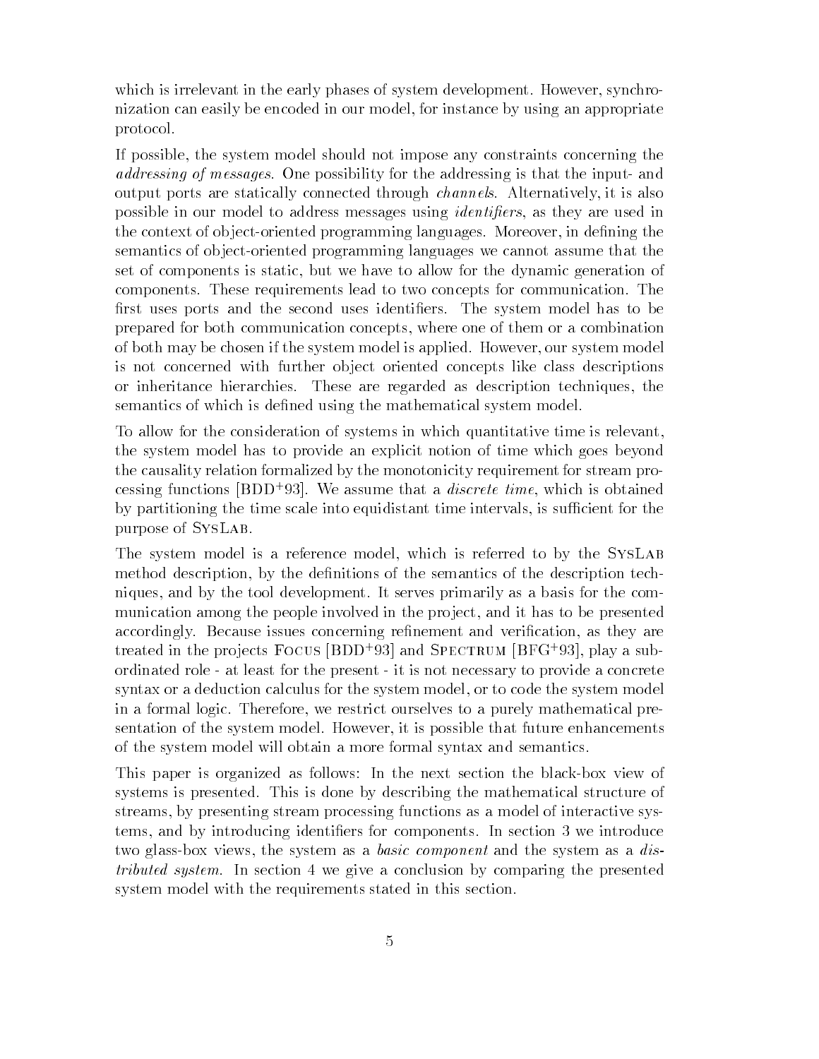which is irrelevant in the early phases of system development. However, synchronization can easily be encoded in our model, for instance by using an appropriate protocol.

If possible, the system model should not impose any constraints concerning the *addressing of messages*. One possibility for the addressing is that the input- and output ports are statically connected through *channels*. Alternatively, it is also possible in our model to address messages using *identifiers*, as they are used in the context of object-oriented programming languages. Moreover, in defining the semantics of object-oriented programming languages we cannot assume that the set of components is static, but we have to allow for the dynamic generation of components. These requirements lead to two concepts for communication. The first uses ports and the second uses identifiers. The system model has to be prepared for both communication concepts, where one of them or a combination of both may be chosen if the system model is applied. However, our system model is not concerned with further object oriented concepts like class descriptions or inheritance hierarchies. These are regarded as description techniques, the semantics of which is defined using the mathematical system model.

To allow for the consideration of systems in which quantitative time is relevant, the system model has to provide an explicit notion of time which goes beyond the causality relation formalized by the monotonicity requirement for stream processing functions [BDD+93]. We assume that a *discrete time*, which is obtained by partitioning the time scale into equidistant time intervals, is sufficient for the purpose of SysLab.

The system model is a reference model, which is referred to by the SysLab method description, by the definitions of the semantics of the description techniques, and by the tool development. It serves primarily as a basis for the communication among the people involved in the project, and it has to be presented accordingly. Because issues concerning refinement and verification, as they are treated in the projects Focus [BDD+93] and Spectrum [BFG+93], play a subordinated role - at least for the present - it is not necessary to provide a concrete syntax or a deduction calculus for the system model, or to code the system model in a formal logic. Therefore, we restrict ourselves to a purely mathematical presentation of the system model. However, it is possible that future enhancements of the system model will obtain a more formal syntax and semantics.

This paper is organized as follows: In the next section the black-box view of systems is presented. This is done by describing the mathematical structure of streams, by presenting stream processing functions as a model of interactive systems, and by introducing identifiers for components. In section 3 we introduce two glass-box views, the system as a *basic component* and the system as a *distributed system*. In section 4 we give a conclusion by comparing the presented system model with the requirements stated in this section.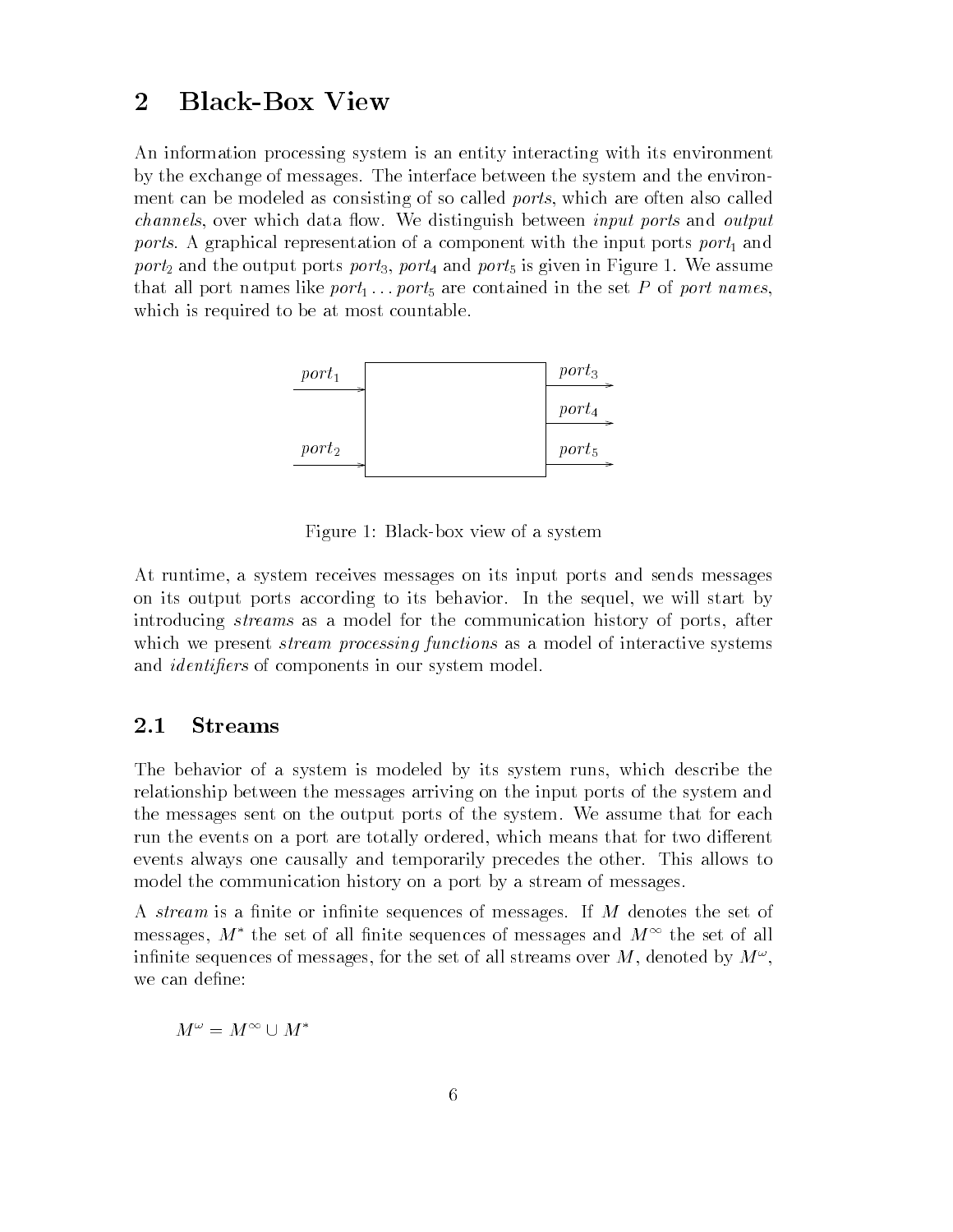## 2 Black-Box View

An information processing system is an entity interacting with its environment by the exchange of messages. The interface between the system and the environment can be modeled as consisting of so called *ports*, which are often also called *channels*, over which data flow. We distinguish between *input ports* and *output ports*. A graphical representation of a component with the input ports $port_1$ and $port_2$ and the output ports $port_3$, $port_4$ and $port_5$ is given in Figure 1. We assume that all port names like $port_1 \ldots port_5$ are contained in the set $P$ of *port names*, which is required to be at most countable.

Figure 1: Black-box view of a system

At runtime, a system receives messages on its input ports and sends messages on its output ports according to its behavior. In the sequel, we will start by introducing *streams* as a model for the communication history of ports, after which we present *stream processing functions* as a model of interactive systems and *identifiers* of components in our system model.

### 2.1 Streams

The behavior of a system is modeled by its system runs, which describe the relationship between the messages arriving on the input ports of the system and the messages sent on the output ports of the system. We assume that for each run the events on a port are totally ordered, which means that for two different events always one causally and temporarily precedes the other. This allows to model the communication history on a port by a stream of messages.

A *stream* is a finite or infinite sequences of messages. If $M$ denotes the set of messages, $M^*$ the set of all finite sequences of messages and $M^\infty$ the set of all infinite sequences of messages, for the set of all streams over $M$, denoted by $M^\omega$, we can define:

$$M^\omega = M^\infty \cup M^*$$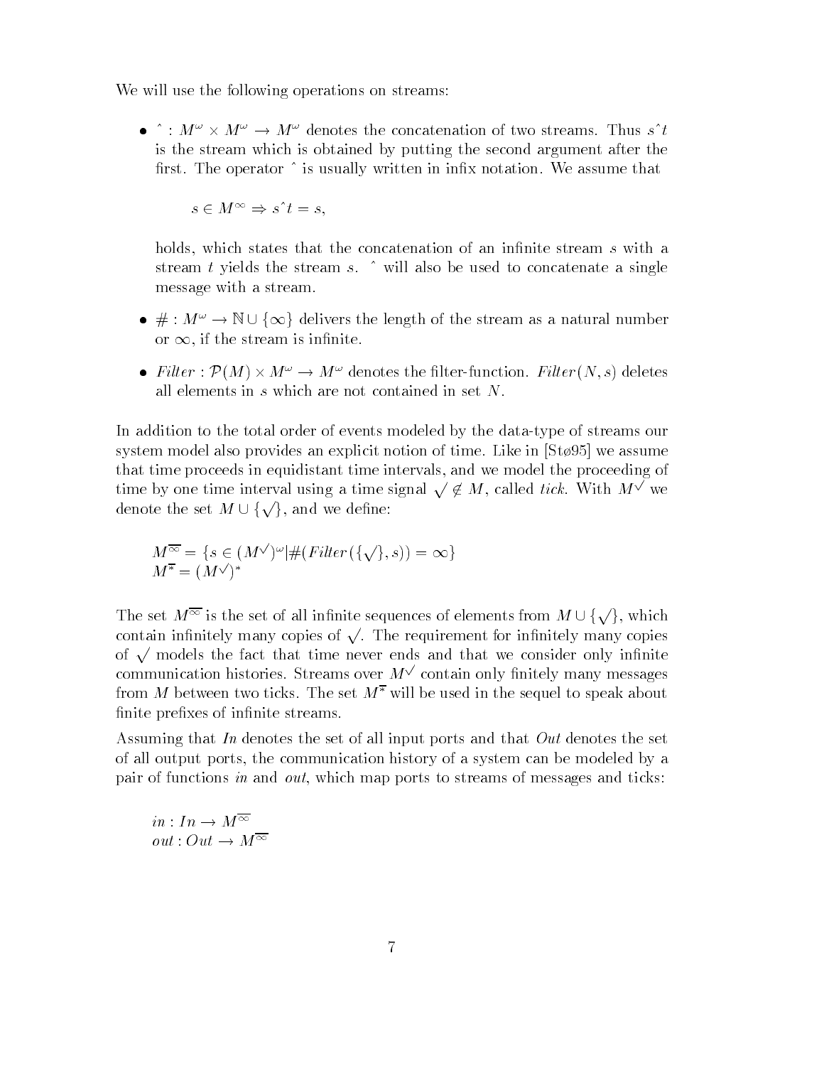We will use the following operations on streams:

- $\hat{}\ : M^\omega \times M^\omega \to M^\omega$ denotes the concatenation of two streams. Thus $s\hat{}t$ is the stream which is obtained by putting the second argument after the first. The operator $\hat{}$ is usually written in infix notation. We assume that

  $$s \in M^\infty \Rightarrow s\hat{}t = s,$$

  holds, which states that the concatenation of an infinite stream $s$ with a stream $t$ yields the stream $s$. $\hat{}$ will also be used to concatenate a single message with a stream.

- $\# : M^\omega \to \mathbb{N} \cup \{\infty\}$ delivers the length of the stream as a natural number or $\infty$, if the stream is infinite.

- $\mathit{Filter} : \mathcal{P}(M) \times M^\omega \to M^\omega$ denotes the filter-function. $\mathit{Filter}(N, s)$ deletes all elements in $s$ which are not contained in set $N$.

In addition to the total order of events modeled by the data-type of streams our system model also provides an explicit notion of time. Like in [Stø95] we assume that time proceeds in equidistant time intervals, and we model the proceeding of time by one time interval using a time signal $\surd \notin M$, called *tick*. With $M^\surd$ we denote the set $M \cup \{\surd\}$, and we define:

$$M^{\overline{\infty}} = \{s \in (M^\surd)^\omega | \#(\mathit{Filter}(\{\surd\}, s)) = \infty\}$$
$$M^{\overline{*}} = (M^\surd)^*$$

The set $M^{\overline{\infty}}$ is the set of all infinite sequences of elements from $M \cup \{\surd\}$, which contain infinitely many copies of $\surd$. The requirement for infinitely many copies of $\surd$ models the fact that time never ends and that we consider only infinite communication histories. Streams over $M^\surd$ contain only finitely many messages from $M$ between two ticks. The set $M^{\overline{*}}$ will be used in the sequel to speak about finite prefixes of infinite streams.

Assuming that *In* denotes the set of all input ports and that *Out* denotes the set of all output ports, the communication history of a system can be modeled by a pair of functions *in* and *out*, which map ports to streams of messages and ticks:

$$\mathit{in} : \mathit{In} \to M^{\overline{\infty}}$$
$$\mathit{out} : \mathit{Out} \to M^{\overline{\infty}}$$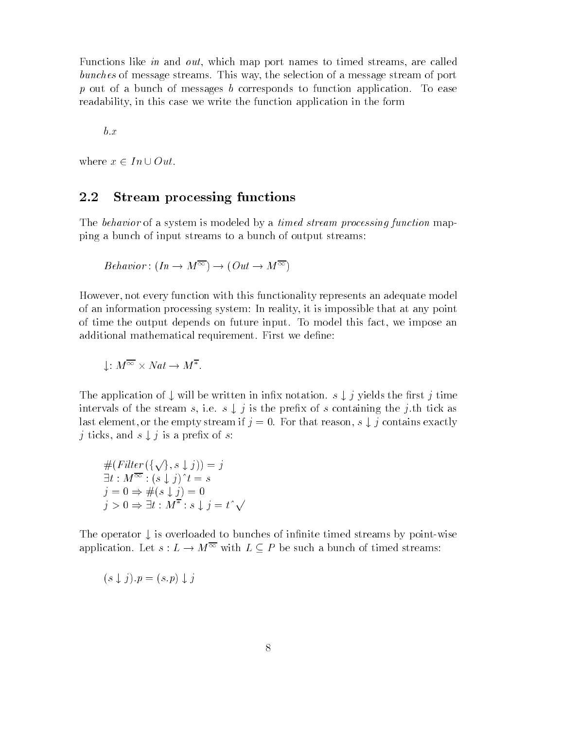Functions like *in* and *out*, which map port names to timed streams, are called *bunches* of message streams. This way, the selection of a message stream of port $p$ out of a bunch of messages $b$ corresponds to function application. To ease readability, in this case we write the function application in the form

$$b.x$$

where $x \in In \cup Out$.

## 2.2 Stream processing functions

The *behavior* of a system is modeled by a *timed stream processing function* mapping a bunch of input streams to a bunch of output streams:

$$Behavior : (In \rightarrow M^{\overline{\infty}}) \rightarrow (Out \rightarrow M^{\overline{\infty}})$$

However, not every function with this functionality represents an adequate model of an information processing system: In reality, it is impossible that at any point of time the output depends on future input. To model this fact, we impose an additional mathematical requirement. First we define:

$$\downarrow : M^{\overline{\infty}} \times Nat \rightarrow M^{\overline{*}}.$$

The application of $\downarrow$ will be written in infix notation. $s \downarrow j$ yields the first $j$ time intervals of the stream $s$, i.e. $s \downarrow j$ is the prefix of $s$ containing the $j$.th tick as last element, or the empty stream if $j = 0$. For that reason, $s \downarrow j$ contains exactly $j$ ticks, and $s \downarrow j$ is a prefix of $s$:

$$\begin{aligned}
&\#(Filter(\{\surd\}, s \downarrow j)) = j \\
&\exists t : M^{\overline{\infty}} : (s \downarrow j)\hat{\ }t = s \\
&j = 0 \Rightarrow \#(s \downarrow j) = 0 \\
&j > 0 \Rightarrow \exists t : M^{\overline{*}} : s \downarrow j = t\hat{\ }\surd
\end{aligned}$$

The operator $\downarrow$ is overloaded to bunches of infinite timed streams by point-wise application. Let $s : L \rightarrow M^{\overline{\infty}}$ with $L \subseteq P$ be such a bunch of timed streams:

$$(s \downarrow j).p = (s.p) \downarrow j$$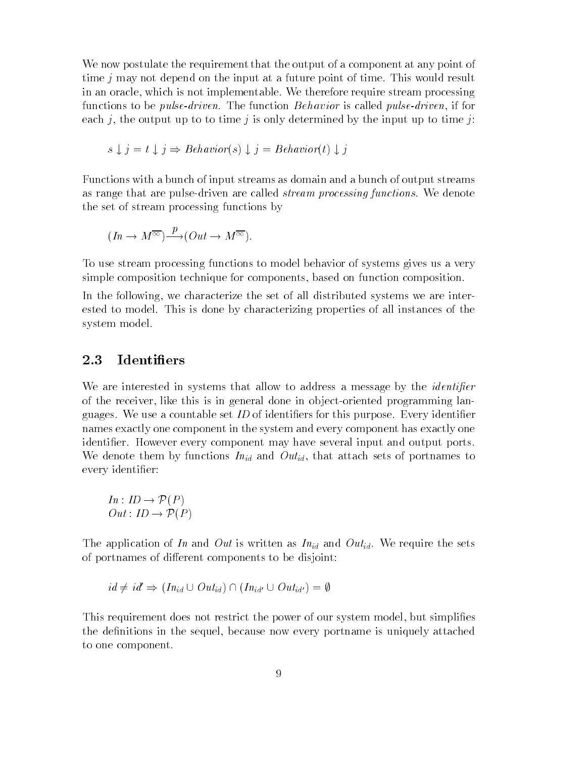We now postulate the requirement that the output of a component at any point of time $j$ may not depend on the input at a future point of time. This would result in an oracle, which is not implementable. We therefore require stream processing functions to be *pulse-driven*. The function *Behavior* is called *pulse-driven*, if for each $j$, the output up to to time $j$ is only determined by the input up to time $j$:

$$s \downarrow j = t \downarrow j \Rightarrow Behavior(s) \downarrow j = Behavior(t) \downarrow j$$

Functions with a bunch of input streams as domain and a bunch of output streams as range that are pulse-driven are called *stream processing functions*. We denote the set of stream processing functions by

$$(In \to M^{\overline{\infty}}) \xrightarrow{p} (Out \to M^{\overline{\infty}}).$$

To use stream processing functions to model behavior of systems gives us a very simple composition technique for components, based on function composition.

In the following, we characterize the set of all distributed systems we are interested to model. This is done by characterizing properties of all instances of the system model.

## 2.3 Identifiers

We are interested in systems that allow to address a message by the *identifier* of the receiver, like this is in general done in object-oriented programming languages. We use a countable set $ID$ of identifiers for this purpose. Every identifier names exactly one component in the system and every component has exactly one identifier. However every component may have several input and output ports. We denote them by functions $In_{id}$ and $Out_{id}$, that attach sets of portnames to every identifier:

$$In : ID \to \mathcal{P}(P)$$
$$Out : ID \to \mathcal{P}(P)$$

The application of $In$ and $Out$ is written as $In_{id}$ and $Out_{id}$. We require the sets of portnames of different components to be disjoint:

$$id \neq id' \Rightarrow (In_{id} \cup Out_{id}) \cap (In_{id'} \cup Out_{id'}) = \emptyset$$

This requirement does not restrict the power of our system model, but simplifies the definitions in the sequel, because now every portname is uniquely attached to one component.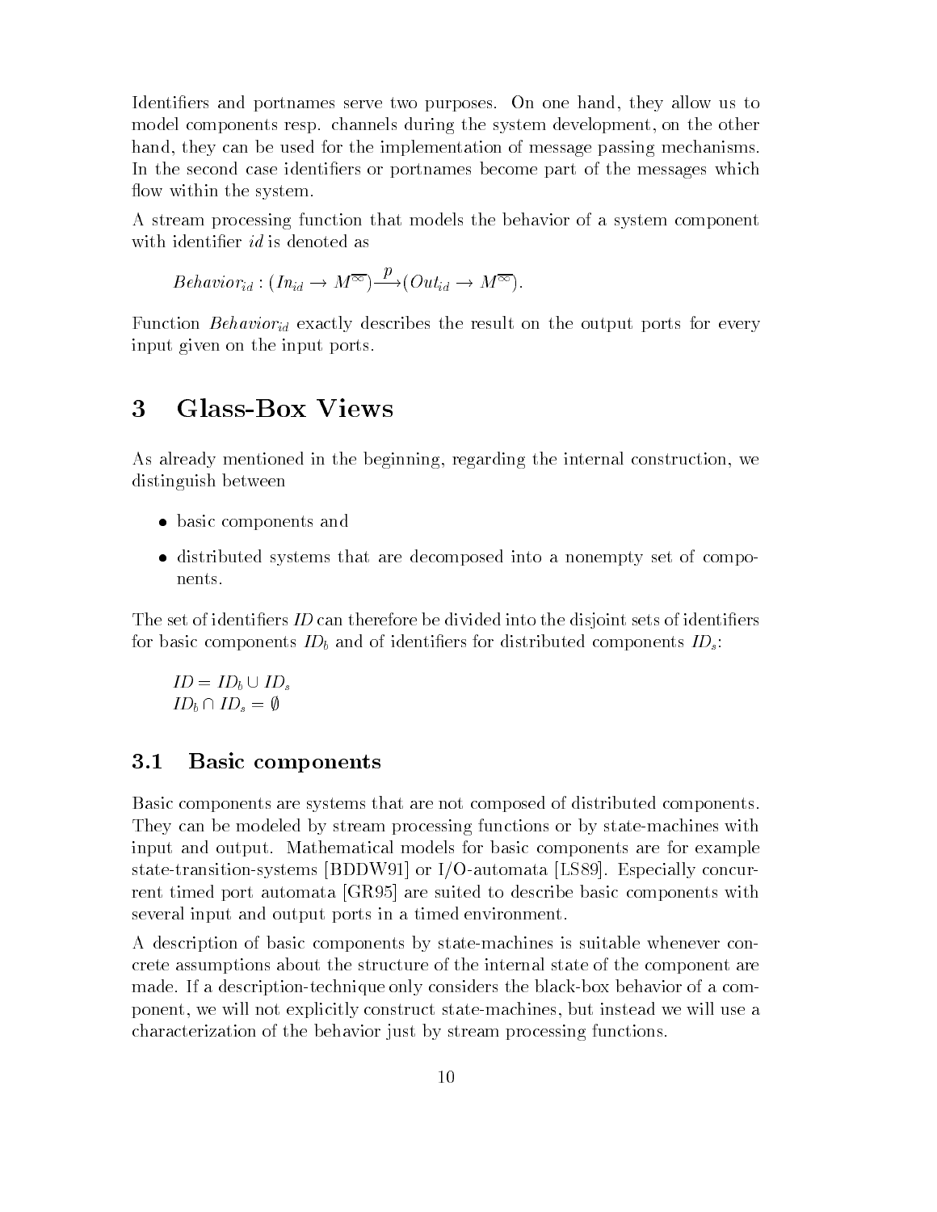Identifiers and portnames serve two purposes. On one hand, they allow us to model components resp. channels during the system development, on the other hand, they can be used for the implementation of message passing mechanisms. In the second case identifiers or portnames become part of the messages which flow within the system.

A stream processing function that models the behavior of a system component with identifier *id* is denoted as

$$Behavior_{id} : (In_{id} \to M^{\overline{\infty}}) \xrightarrow{p} (Out_{id} \to M^{\overline{\infty}}).$$

Function $Behavior_{id}$ exactly describes the result on the output ports for every input given on the input ports.

# 3 Glass-Box Views

As already mentioned in the beginning, regarding the internal construction, we distinguish between

- basic components and
- distributed systems that are decomposed into a nonempty set of components.

The set of identifiers $ID$ can therefore be divided into the disjoint sets of identifiers for basic components $ID_b$ and of identifiers for distributed components $ID_s$:

$$ID = ID_b \cup ID_s$$
$$ID_b \cap ID_s = \emptyset$$

## 3.1 Basic components

Basic components are systems that are not composed of distributed components. They can be modeled by stream processing functions or by state-machines with input and output. Mathematical models for basic components are for example state-transition-systems [BDDW91] or I/O-automata [LS89]. Especially concurrent timed port automata [GR95] are suited to describe basic components with several input and output ports in a timed environment.

A description of basic components by state-machines is suitable whenever concrete assumptions about the structure of the internal state of the component are made. If a description-technique only considers the black-box behavior of a component, we will not explicitly construct state-machines, but instead we will use a characterization of the behavior just by stream processing functions.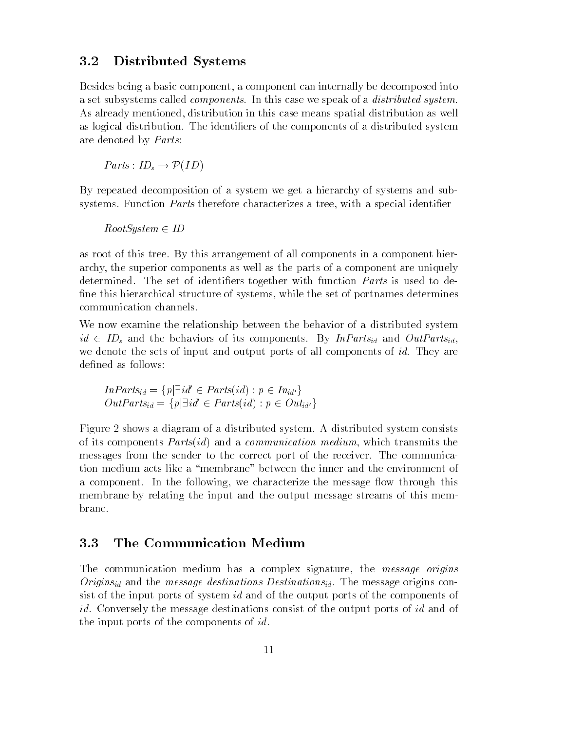### 3.2 Distributed Systems

Besides being a basic component, a component can internally be decomposed into a set subsystems called *components*. In this case we speak of a *distributed system*. As already mentioned, distribution in this case means spatial distribution as well as logical distribution. The identifiers of the components of a distributed system are denoted by *Parts*:

$$Parts : ID_s \rightarrow \mathcal{P}(ID)$$

By repeated decomposition of a system we get a hierarchy of systems and subsystems. Function *Parts* therefore characterizes a tree, with a special identifier

$$RootSystem \in ID$$

as root of this tree. By this arrangement of all components in a component hierarchy, the superior components as well as the parts of a component are uniquely determined. The set of identifiers together with function *Parts* is used to define this hierarchical structure of systems, while the set of portnames determines communication channels.

We now examine the relationship between the behavior of a distributed system $id \in ID_s$ and the behaviors of its components. By $InParts_{id}$ and $OutParts_{id}$, we denote the sets of input and output ports of all components of $id$. They are defined as follows:

$$InParts_{id} = \{p | \exists id' \in Parts(id) : p \in In_{id'}\}$$
$$OutParts_{id} = \{p | \exists id' \in Parts(id) : p \in Out_{id'}\}$$

Figure 2 shows a diagram of a distributed system. A distributed system consists of its components $Parts(id)$ and a *communication medium*, which transmits the messages from the sender to the correct port of the receiver. The communication medium acts like a "membrane" between the inner and the environment of a component. In the following, we characterize the message flow through this membrane by relating the input and the output message streams of this membrane.

### 3.3 The Communication Medium

The communication medium has a complex signature, the *message origins* $Origins_{id}$ and the *message destinations* $Destinations_{id}$. The message origins consist of the input ports of system $id$ and of the output ports of the components of $id$. Conversely the message destinations consist of the output ports of $id$ and of the input ports of the components of $id$.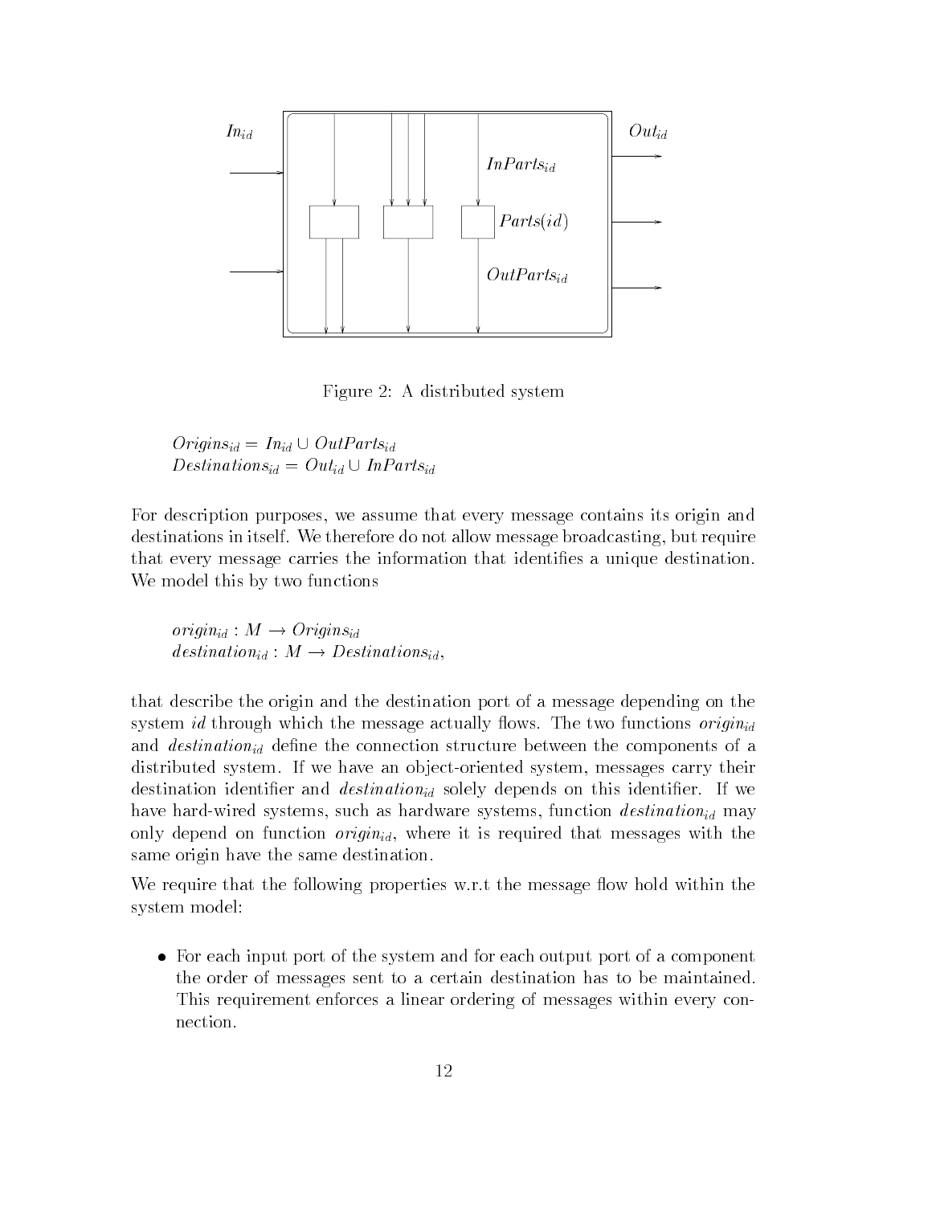Figure 2: A distributed system

$$Origins_{id} = In_{id} \cup OutParts_{id}$$
$$Destinations_{id} = Out_{id} \cup InParts_{id}$$

For description purposes, we assume that every message contains its origin and destinations in itself. We therefore do not allow message broadcasting, but require that every message carries the information that identifies a unique destination. We model this by two functions

$$origin_{id} : M \rightarrow Origins_{id}$$
$$destination_{id} : M \rightarrow Destinations_{id},$$

that describe the origin and the destination port of a message depending on the system *id* through which the message actually flows. The two functions $origin_{id}$ and $destination_{id}$ define the connection structure between the components of a distributed system. If we have an object-oriented system, messages carry their destination identifier and $destination_{id}$ solely depends on this identifier. If we have hard-wired systems, such as hardware systems, function $destination_{id}$ may only depend on function $origin_{id}$, where it is required that messages with the same origin have the same destination.

We require that the following properties w.r.t the message flow hold within the system model:

- For each input port of the system and for each output port of a component the order of messages sent to a certain destination has to be maintained. This requirement enforces a linear ordering of messages within every connection.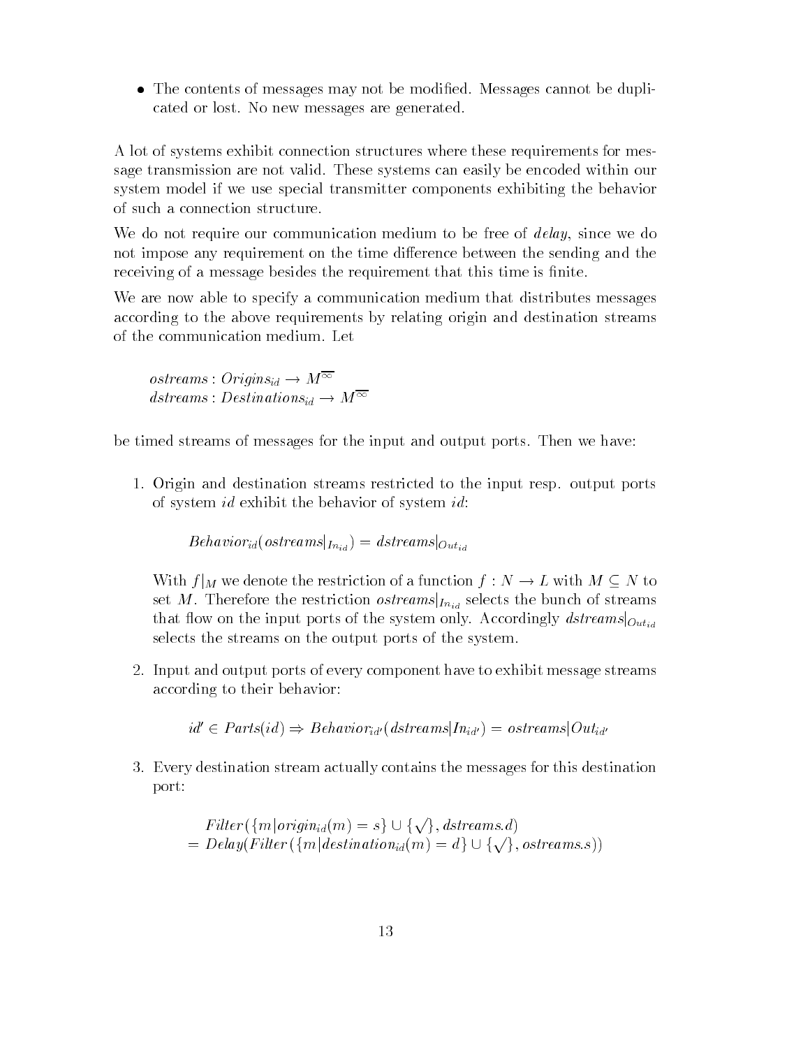- The contents of messages may not be modified. Messages cannot be duplicated or lost. No new messages are generated.

A lot of systems exhibit connection structures where these requirements for message transmission are not valid. These systems can easily be encoded within our system model if we use special transmitter components exhibiting the behavior of such a connection structure.

We do not require our communication medium to be free of *delay*, since we do not impose any requirement on the time difference between the sending and the receiving of a message besides the requirement that this time is finite.

We are now able to specify a communication medium that distributes messages according to the above requirements by relating origin and destination streams of the communication medium. Let

$$\begin{aligned}
&\mathit{ostreams} : \mathit{Origins}_{id} \rightarrow \overline{M^{\infty}} \\
&\mathit{dstreams} : \mathit{Destinations}_{id} \rightarrow \overline{M^{\infty}}
\end{aligned}$$

be timed streams of messages for the input and output ports. Then we have:

1. Origin and destination streams restricted to the input resp. output ports of system $id$ exhibit the behavior of system $id$:

   $$\mathit{Behavior}_{id}(\mathit{ostreams}|_{In_{id}}) = \mathit{dstreams}|_{Out_{id}}$$

   With $f|_M$ we denote the restriction of a function $f : N \rightarrow L$ with $M \subseteq N$ to set $M$. Therefore the restriction $\mathit{ostreams}|_{In_{id}}$ selects the bunch of streams that flow on the input ports of the system only. Accordingly $\mathit{dstreams}|_{Out_{id}}$ selects the streams on the output ports of the system.

2. Input and output ports of every component have to exhibit message streams according to their behavior:

   $$id' \in \mathit{Parts}(id) \Rightarrow \mathit{Behavior}_{id'}(\mathit{dstreams}|In_{id'}) = \mathit{ostreams}|Out_{id'}$$

3. Every destination stream actually contains the messages for this destination port:

   $$\begin{aligned}
   &\mathit{Filter}(\{m | \mathit{origin}_{id}(m) = s\} \cup \{\surd\}, \mathit{dstreams}.d) \\
   = \; &\mathit{Delay}(\mathit{Filter}(\{m | \mathit{destination}_{id}(m) = d\} \cup \{\surd\}, \mathit{ostreams}.s))
   \end{aligned}$$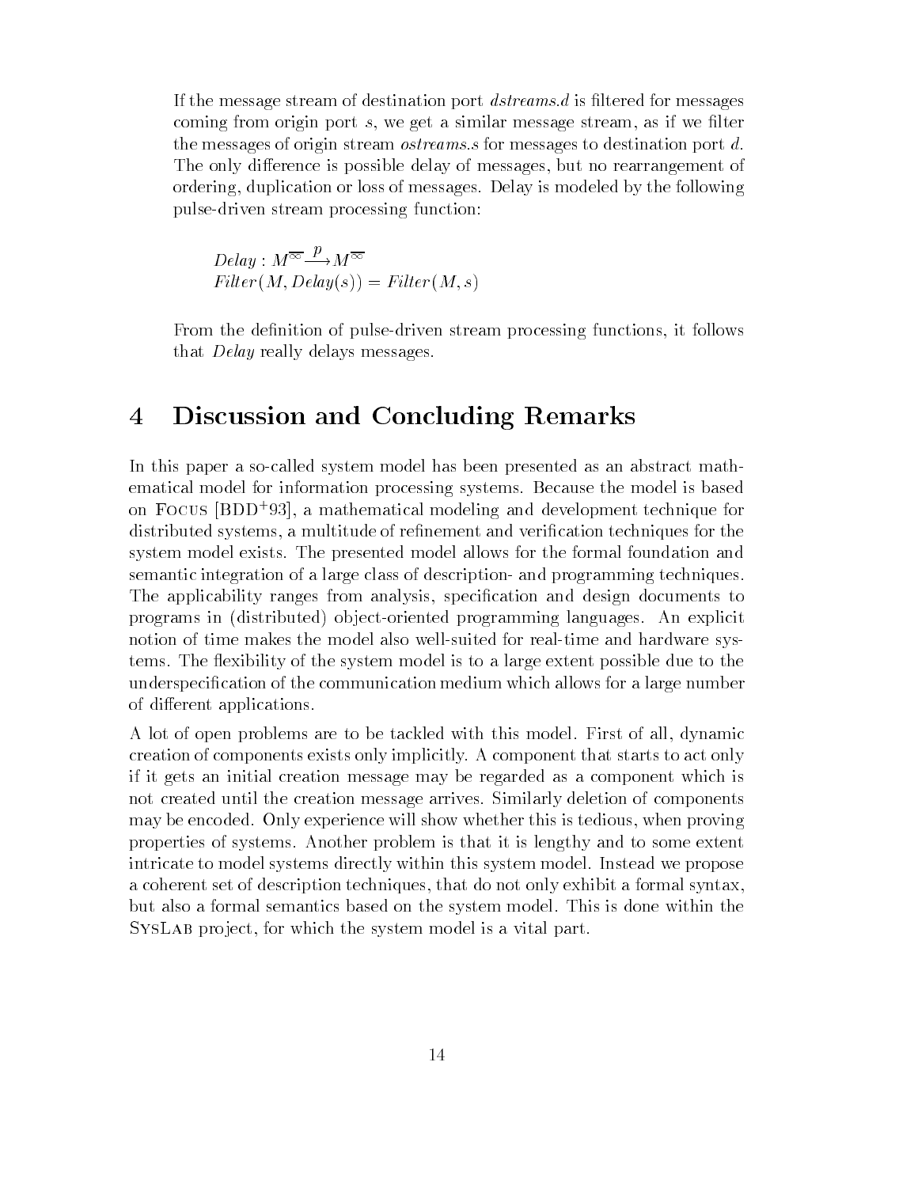If the message stream of destination port *dstreams.d* is filtered for messages coming from origin port $s$, we get a similar message stream, as if we filter the messages of origin stream *ostreams.s* for messages to destination port $d$. The only difference is possible delay of messages, but no rearrangement of ordering, duplication or loss of messages. Delay is modeled by the following pulse-driven stream processing function:

$$
\begin{aligned}
&Delay : M^{\overline{\infty}} \xrightarrow{p} M^{\overline{\infty}} \\
&Filter(M, Delay(s)) = Filter(M, s)
\end{aligned}
$$

From the definition of pulse-driven stream processing functions, it follows that *Delay* really delays messages.

# 4 Discussion and Concluding Remarks

In this paper a so-called system model has been presented as an abstract mathematical model for information processing systems. Because the model is based on Focus [BDD+93], a mathematical modeling and development technique for distributed systems, a multitude of refinement and verification techniques for the system model exists. The presented model allows for the formal foundation and semantic integration of a large class of description- and programming techniques. The applicability ranges from analysis, specification and design documents to programs in (distributed) object-oriented programming languages. An explicit notion of time makes the model also well-suited for real-time and hardware systems. The flexibility of the system model is to a large extent possible due to the underspecification of the communication medium which allows for a large number of different applications.

A lot of open problems are to be tackled with this model. First of all, dynamic creation of components exists only implicitly. A component that starts to act only if it gets an initial creation message may be regarded as a component which is not created until the creation message arrives. Similarly deletion of components may be encoded. Only experience will show whether this is tedious, when proving properties of systems. Another problem is that it is lengthy and to some extent intricate to model systems directly within this system model. Instead we propose a coherent set of description techniques, that do not only exhibit a formal syntax, but also a formal semantics based on the system model. This is done within the SysLab project, for which the system model is a vital part.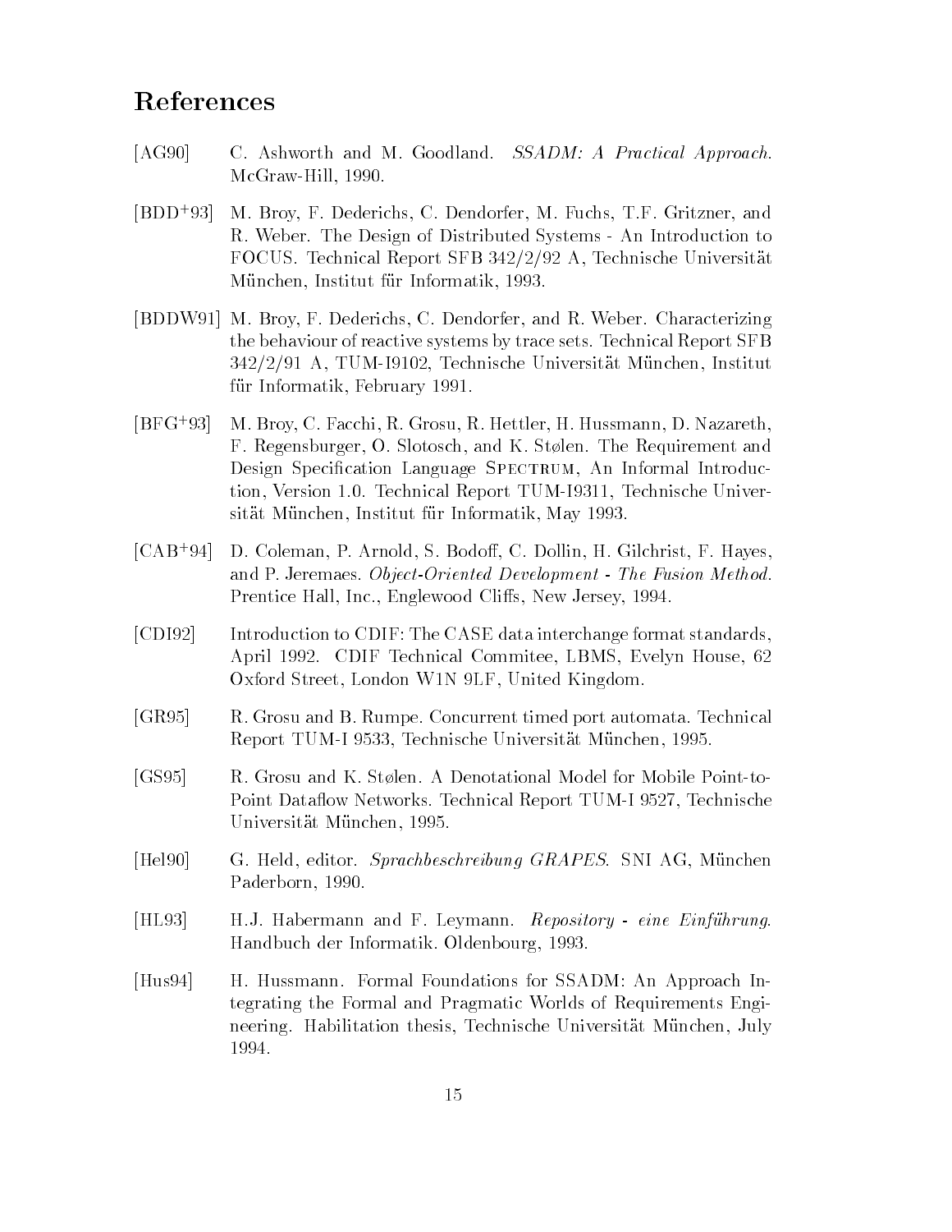# References

[AG90] C. Ashworth and M. Goodland. *SSADM: A Practical Approach*. McGraw-Hill, 1990.

[BDD+93] M. Broy, F. Dederichs, C. Dendorfer, M. Fuchs, T.F. Gritzner, and R. Weber. The Design of Distributed Systems - An Introduction to FOCUS. Technical Report SFB 342/2/92 A, Technische Universität München, Institut für Informatik, 1993.

[BDDW91] M. Broy, F. Dederichs, C. Dendorfer, and R. Weber. Characterizing the behaviour of reactive systems by trace sets. Technical Report SFB 342/2/91 A, TUM-I9102, Technische Universität München, Institut für Informatik, February 1991.

[BFG+93] M. Broy, C. Facchi, R. Grosu, R. Hettler, H. Hussmann, D. Nazareth, F. Regensburger, O. Slotosch, and K. Stølen. The Requirement and Design Specification Language Spectrum, An Informal Introduction, Version 1.0. Technical Report TUM-I9311, Technische Universität München, Institut für Informatik, May 1993.

[CAB+94] D. Coleman, P. Arnold, S. Bodoff, C. Dollin, H. Gilchrist, F. Hayes, and P. Jeremaes. *Object-Oriented Development - The Fusion Method*. Prentice Hall, Inc., Englewood Cliffs, New Jersey, 1994.

[CDI92] Introduction to CDIF: The CASE data interchange format standards, April 1992. CDIF Technical Commitee, LBMS, Evelyn House, 62 Oxford Street, London W1N 9LF, United Kingdom.

[GR95] R. Grosu and B. Rumpe. Concurrent timed port automata. Technical Report TUM-I 9533, Technische Universität München, 1995.

[GS95] R. Grosu and K. Stølen. A Denotational Model for Mobile Point-to-Point Dataflow Networks. Technical Report TUM-I 9527, Technische Universität München, 1995.

[Hel90] G. Held, editor. *Sprachbeschreibung GRAPES*. SNI AG, München Paderborn, 1990.

[HL93] H.J. Habermann and F. Leymann. *Repository - eine Einführung*. Handbuch der Informatik. Oldenbourg, 1993.

[Hus94] H. Hussmann. Formal Foundations for SSADM: An Approach Integrating the Formal and Pragmatic Worlds of Requirements Engineering. Habilitation thesis, Technische Universität München, July 1994.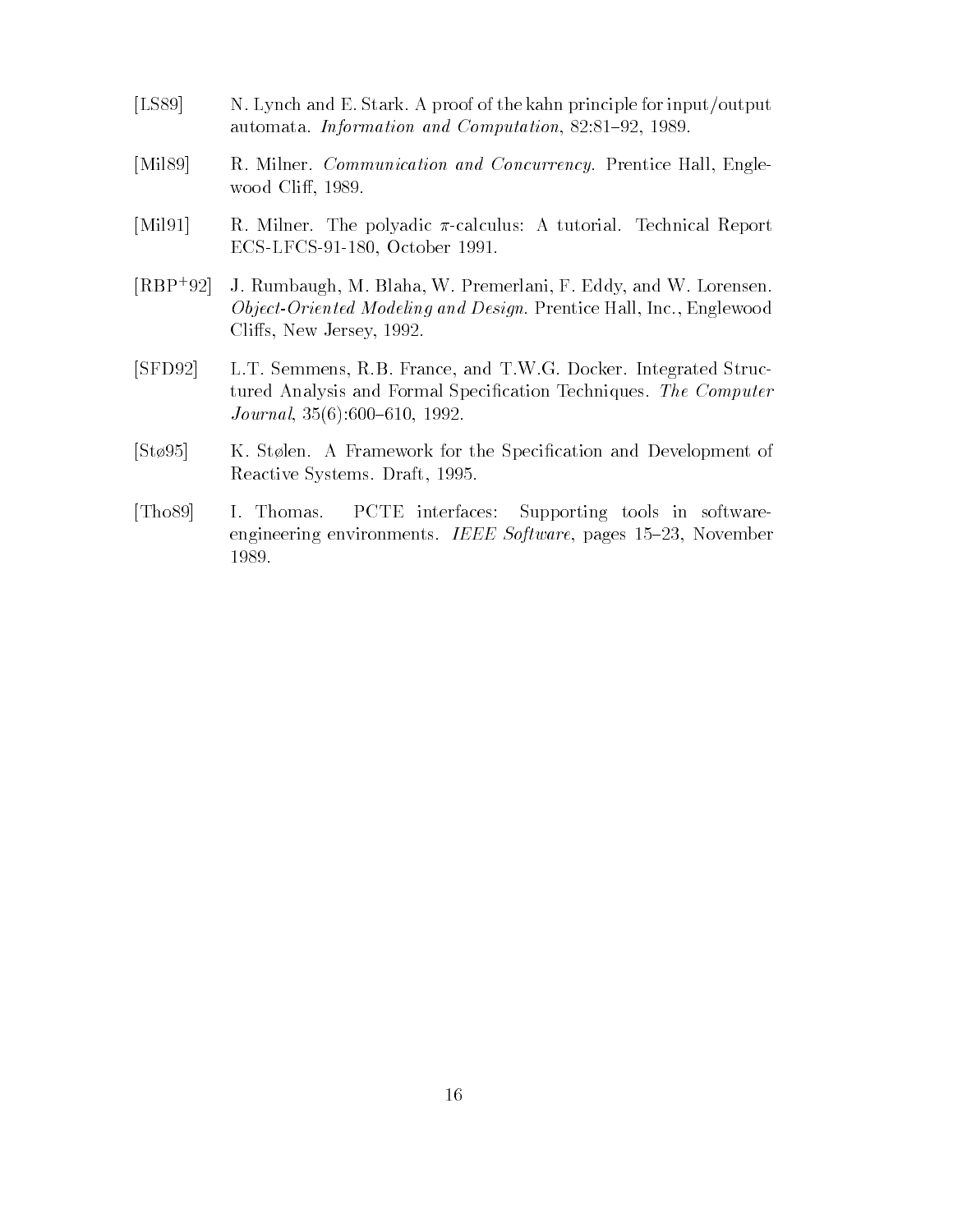[LS89] N. Lynch and E. Stark. A proof of the kahn principle for input/output automata. *Information and Computation*, 82:81–92, 1989.

[Mil89] R. Milner. *Communication and Concurrency*. Prentice Hall, Englewood Cliff, 1989.

[Mil91] R. Milner. The polyadic $\pi$-calculus: A tutorial. Technical Report ECS-LFCS-91-180, October 1991.

[RBP+92] J. Rumbaugh, M. Blaha, W. Premerlani, F. Eddy, and W. Lorensen. *Object-Oriented Modeling and Design*. Prentice Hall, Inc., Englewood Cliffs, New Jersey, 1992.

[SFD92] L.T. Semmens, R.B. France, and T.W.G. Docker. Integrated Structured Analysis and Formal Specification Techniques. *The Computer Journal*, 35(6):600–610, 1992.

[Stø95] K. Stølen. A Framework for the Specification and Development of Reactive Systems. Draft, 1995.

[Tho89] I. Thomas. PCTE interfaces: Supporting tools in software-engineering environments. *IEEE Software*, pages 15–23, November 1989.